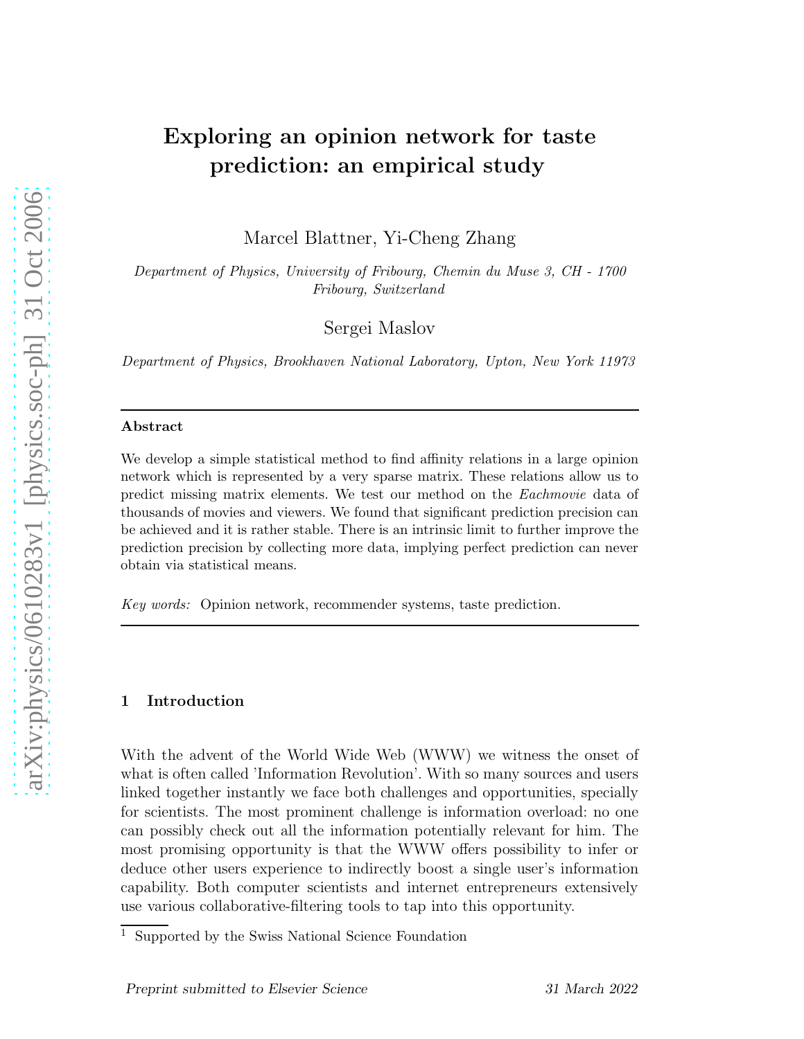# Exploring an opinion network for taste prediction: an empirical study

Marcel Blattner, Yi-Cheng Zhang

*Department of Physics, University of Fribourg, Chemin du Muse 3, CH - 1700 Fribourg, Switzerland*

Sergei Maslov

*Department of Physics, Brookhaven National Laboratory, Upton, New York 11973*

---

**Abstract**

We develop a simple statistical method to find affinity relations in a large opinion network which is represented by a very sparse matrix. These relations allow us to predict missing matrix elements. We test our method on the *Eachmovie* data of thousands of movies and viewers. We found that significant prediction precision can be achieved and it is rather stable. There is an intrinsic limit to further improve the prediction precision by collecting more data, implying perfect prediction can never obtain via statistical means.

*Key words:* Opinion network, recommender systems, taste prediction.

---

## 1 Introduction

With the advent of the World Wide Web (WWW) we witness the onset of what is often called 'Information Revolution'. With so many sources and users linked together instantly we face both challenges and opportunities, specially for scientists. The most prominent challenge is information overload: no one can possibly check out all the information potentially relevant for him. The most promising opportunity is that the WWW offers possibility to infer or deduce other users experience to indirectly boost a single user's information capability. Both computer scientists and internet entrepreneurs extensively use various collaborative-filtering tools to tap into this opportunity.

[1] Supported by the Swiss National Science Foundation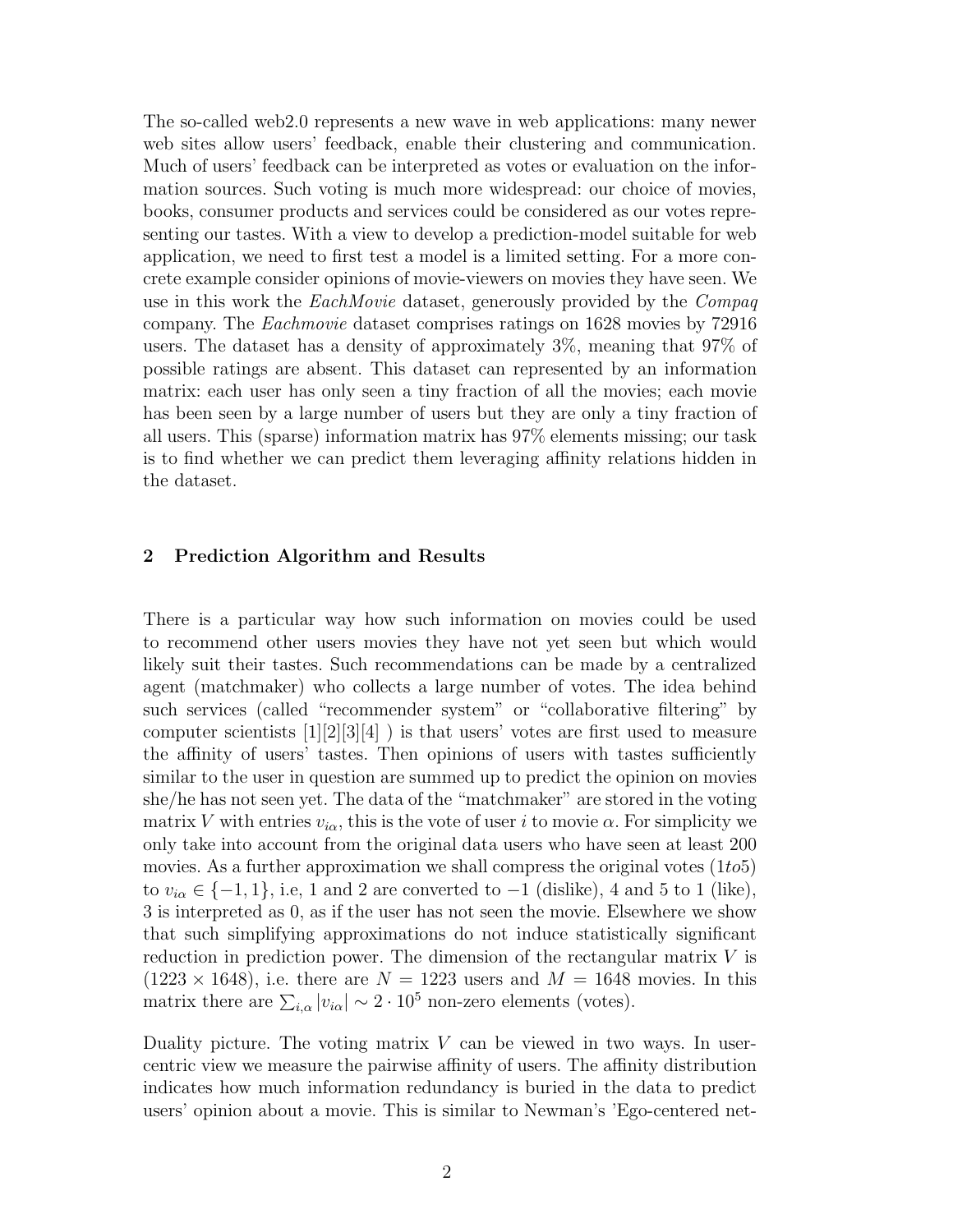The so-called web2.0 represents a new wave in web applications: many newer web sites allow users' feedback, enable their clustering and communication. Much of users' feedback can be interpreted as votes or evaluation on the information sources. Such voting is much more widespread: our choice of movies, books, consumer products and services could be considered as our votes representing our tastes. With a view to develop a prediction-model suitable for web application, we need to first test a model is a limited setting. For a more concrete example consider opinions of movie-viewers on movies they have seen. We use in this work the *EachMovie* dataset, generously provided by the *Compaq* company. The *Eachmovie* dataset comprises ratings on 1628 movies by 72916 users. The dataset has a density of approximately 3%, meaning that 97% of possible ratings are absent. This dataset can represented by an information matrix: each user has only seen a tiny fraction of all the movies; each movie has been seen by a large number of users but they are only a tiny fraction of all users. This (sparse) information matrix has 97% elements missing; our task is to find whether we can predict them leveraging affinity relations hidden in the dataset.

## 2 Prediction Algorithm and Results

There is a particular way how such information on movies could be used to recommend other users movies they have not yet seen but which would likely suit their tastes. Such recommendations can be made by a centralized agent (matchmaker) who collects a large number of votes. The idea behind such services (called "recommender system" or "collaborative filtering" by computer scientists [1][2][3][4] ) is that users' votes are first used to measure the affinity of users' tastes. Then opinions of users with tastes sufficiently similar to the user in question are summed up to predict the opinion on movies she/he has not seen yet. The data of the "matchmaker" are stored in the voting matrix $V$ with entries $v_{i\alpha}$, this is the vote of user $i$ to movie $\alpha$. For simplicity we only take into account from the original data users who have seen at least 200 movies. As a further approximation we shall compress the original votes ($1 to 5$) to $v_{i\alpha} \in \{-1, 1\}$, i.e, 1 and 2 are converted to $-1$ (dislike), 4 and 5 to 1 (like), 3 is interpreted as 0, as if the user has not seen the movie. Elsewhere we show that such simplifying approximations do not induce statistically significant reduction in prediction power. The dimension of the rectangular matrix $V$ is $(1223 \times 1648)$, i.e. there are $N = 1223$ users and $M = 1648$ movies. In this matrix there are $\sum_{i,\alpha} |v_{i\alpha}| \sim 2 \cdot 10^5$ non-zero elements (votes).

Duality picture. The voting matrix $V$ can be viewed in two ways. In user-centric view we measure the pairwise affinity of users. The affinity distribution indicates how much information redundancy is buried in the data to predict users' opinion about a movie. This is similar to Newman's 'Ego-centered net-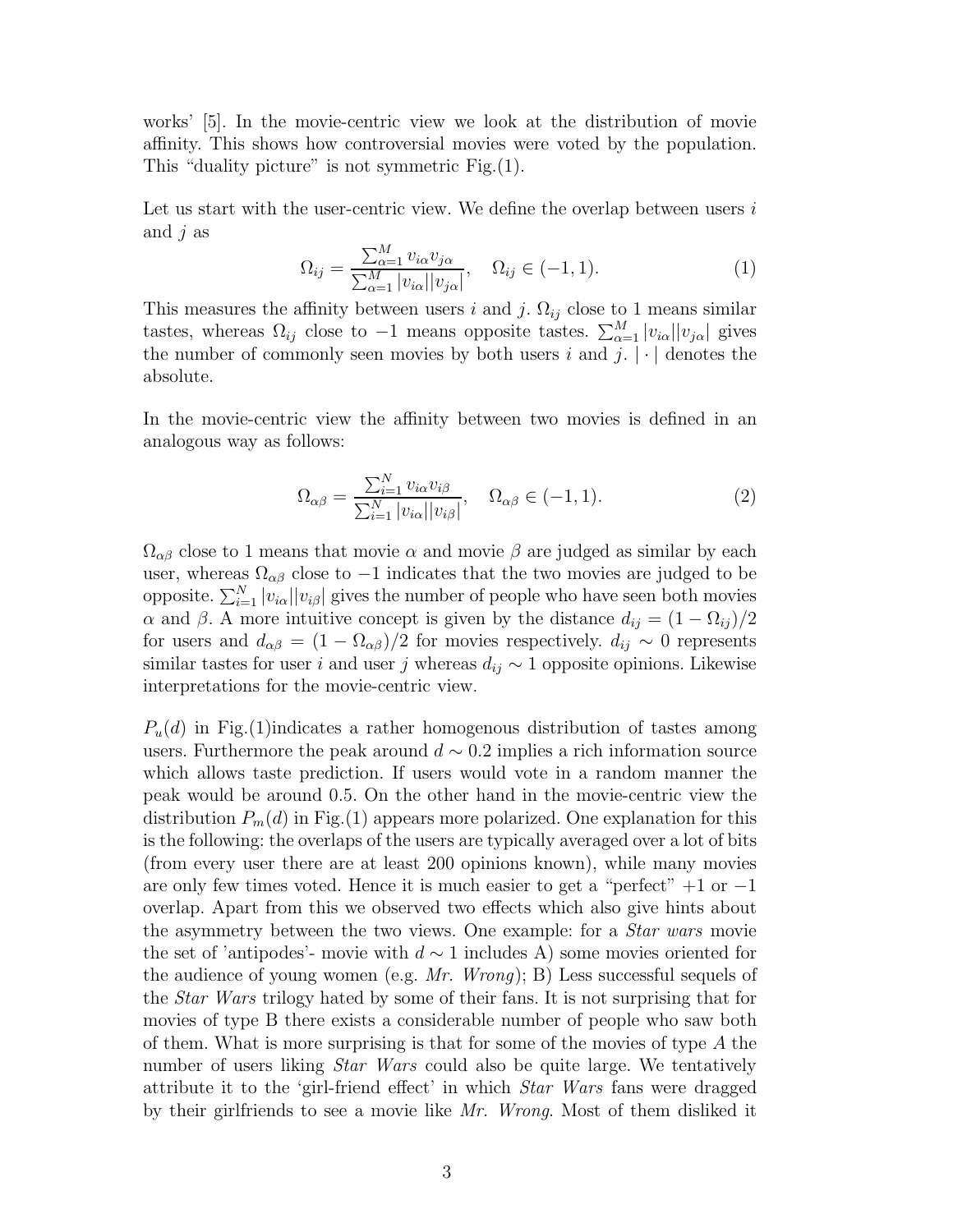works' [5]. In the movie-centric view we look at the distribution of movie affinity. This shows how controversial movies were voted by the population. This "duality picture" is not symmetric Fig.(1).

Let us start with the user-centric view. We define the overlap between users $i$ and $j$ as

$$\Omega_{ij} = \frac{\sum_{\alpha=1}^{M} v_{i\alpha} v_{j\alpha}}{\sum_{\alpha=1}^{M} |v_{i\alpha}||v_{j\alpha}|}, \quad \Omega_{ij} \in (-1, 1). \tag{1}$$

This measures the affinity between users $i$ and $j$. $\Omega_{ij}$ close to 1 means similar tastes, whereas $\Omega_{ij}$ close to $-1$ means opposite tastes. $\sum_{\alpha=1}^{M} |v_{i\alpha}||v_{j\alpha}|$ gives the number of commonly seen movies by both users $i$ and $j$. $|\cdot|$ denotes the absolute.

In the movie-centric view the affinity between two movies is defined in an analogous way as follows:

$$\Omega_{\alpha\beta} = \frac{\sum_{i=1}^{N} v_{i\alpha} v_{i\beta}}{\sum_{i=1}^{N} |v_{i\alpha}||v_{i\beta}|}, \quad \Omega_{\alpha\beta} \in (-1, 1). \tag{2}$$

$\Omega_{\alpha\beta}$ close to 1 means that movie $\alpha$ and movie $\beta$ are judged as similar by each user, whereas $\Omega_{\alpha\beta}$ close to $-1$ indicates that the two movies are judged to be opposite. $\sum_{i=1}^{N} |v_{i\alpha}||v_{i\beta}|$ gives the number of people who have seen both movies $\alpha$ and $\beta$. A more intuitive concept is given by the distance $d_{ij} = (1 - \Omega_{ij})/2$ for users and $d_{\alpha\beta} = (1 - \Omega_{\alpha\beta})/2$ for movies respectively. $d_{ij} \sim 0$ represents similar tastes for user $i$ and user $j$ whereas $d_{ij} \sim 1$ opposite opinions. Likewise interpretations for the movie-centric view.

$P_u(d)$ in Fig.(1)indicates a rather homogenous distribution of tastes among users. Furthermore the peak around $d \sim 0.2$ implies a rich information source which allows taste prediction. If users would vote in a random manner the peak would be around 0.5. On the other hand in the movie-centric view the distribution $P_m(d)$ in Fig.(1) appears more polarized. One explanation for this is the following: the overlaps of the users are typically averaged over a lot of bits (from every user there are at least 200 opinions known), while many movies are only few times voted. Hence it is much easier to get a "perfect" $+1$ or $-1$ overlap. Apart from this we observed two effects which also give hints about the asymmetry between the two views. One example: for a *Star wars* movie the set of 'antipodes'- movie with $d \sim 1$ includes A) some movies oriented for the audience of young women (e.g. *Mr. Wrong*); B) Less successful sequels of the *Star Wars* trilogy hated by some of their fans. It is not surprising that for movies of type B there exists a considerable number of people who saw both of them. What is more surprising is that for some of the movies of type *A* the number of users liking *Star Wars* could also be quite large. We tentatively attribute it to the 'girl-friend effect' in which *Star Wars* fans were dragged by their girlfriends to see a movie like *Mr. Wrong*. Most of them disliked it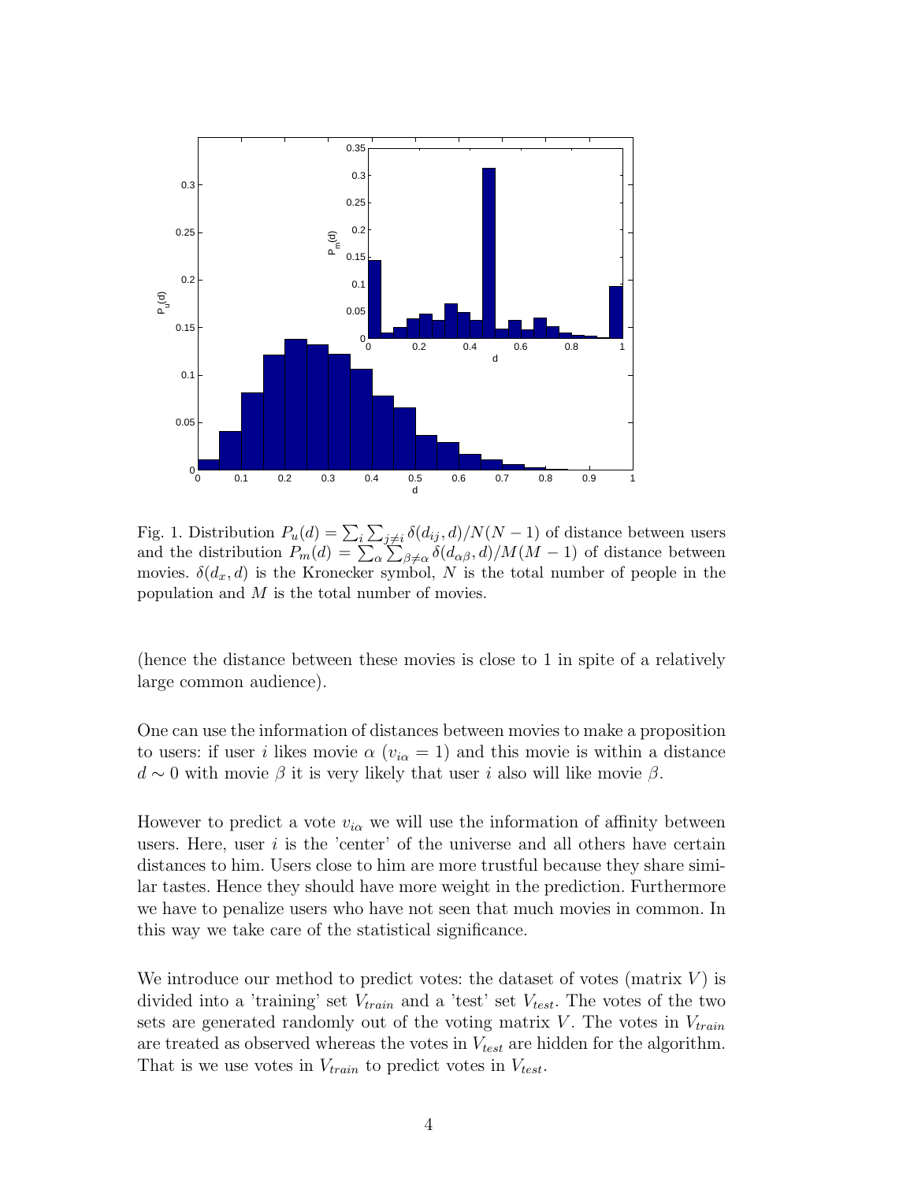Fig. 1. Distribution $P_u(d) = \sum_i \sum_{j \neq i} \delta(d_{ij}, d)/N(N-1)$ of distance between users and the distribution $P_m(d) = \sum_\alpha \sum_{\beta \neq \alpha} \delta(d_{\alpha\beta}, d)/M(M-1)$ of distance between movies. $\delta(d_x, d)$ is the Kronecker symbol, $N$ is the total number of people in the population and $M$ is the total number of movies.

(hence the distance between these movies is close to 1 in spite of a relatively large common audience).

One can use the information of distances between movies to make a proposition to users: if user $i$ likes movie $\alpha$ ($v_{i\alpha} = 1$) and this movie is within a distance $d \sim 0$ with movie $\beta$ it is very likely that user $i$ also will like movie $\beta$.

However to predict a vote $v_{i\alpha}$ we will use the information of affinity between users. Here, user $i$ is the 'center' of the universe and all others have certain distances to him. Users close to him are more trustful because they share similar tastes. Hence they should have more weight in the prediction. Furthermore we have to penalize users who have not seen that much movies in common. In this way we take care of the statistical significance.

We introduce our method to predict votes: the dataset of votes (matrix $V$) is divided into a 'training' set $V_{train}$ and a 'test' set $V_{test}$. The votes of the two sets are generated randomly out of the voting matrix $V$. The votes in $V_{train}$ are treated as observed whereas the votes in $V_{test}$ are hidden for the algorithm. That is we use votes in $V_{train}$ to predict votes in $V_{test}$.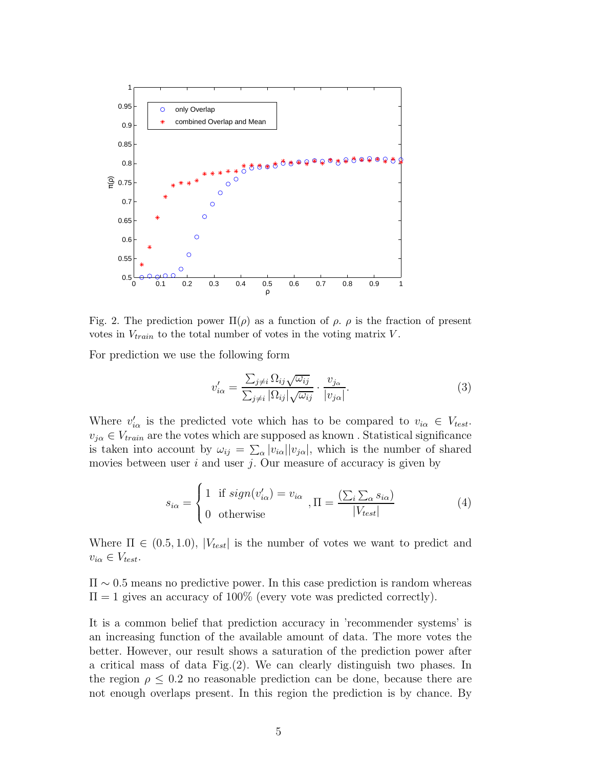Fig. 2. The prediction power $\Pi(\rho)$ as a function of $\rho$. $\rho$ is the fraction of present votes in $V_{train}$ to the total number of votes in the voting matrix $V$.

For prediction we use the following form

$$v'_{i\alpha} = \frac{\sum_{j \neq i} \Omega_{ij} \sqrt{\omega_{ij}}}{\sum_{j \neq i} |\Omega_{ij}| \sqrt{\omega_{ij}}} \cdot \frac{v_{j_\alpha}}{|v_{j\alpha}|}. \tag{3}$$

Where $v'_{i\alpha}$ is the predicted vote which has to be compared to $v_{i\alpha} \in V_{test}$. $v_{j\alpha} \in V_{train}$ are the votes which are supposed as known . Statistical significance is taken into account by $\omega_{ij} = \sum_\alpha |v_{i\alpha}||v_{j\alpha}|$, which is the number of shared movies between user $i$ and user $j$. Our measure of accuracy is given by

$$s_{i\alpha} = \begin{cases} 1 & \text{if } sign(v'_{i\alpha}) = v_{i\alpha} \\ 0 & \text{otherwise} \end{cases}, \Pi = \frac{(\sum_i \sum_\alpha s_{i\alpha})}{|V_{test}|} \tag{4}$$

Where $\Pi \in (0.5, 1.0)$, $|V_{test}|$ is the number of votes we want to predict and $v_{i\alpha} \in V_{test}$.

$\Pi \sim 0.5$ means no predictive power. In this case prediction is random whereas $\Pi = 1$ gives an accuracy of 100% (every vote was predicted correctly).

It is a common belief that prediction accuracy in 'recommender systems' is an increasing function of the available amount of data. The more votes the better. However, our result shows a saturation of the prediction power after a critical mass of data Fig.(2). We can clearly distinguish two phases. In the region $\rho \leq 0.2$ no reasonable prediction can be done, because there are not enough overlaps present. In this region the prediction is by chance. By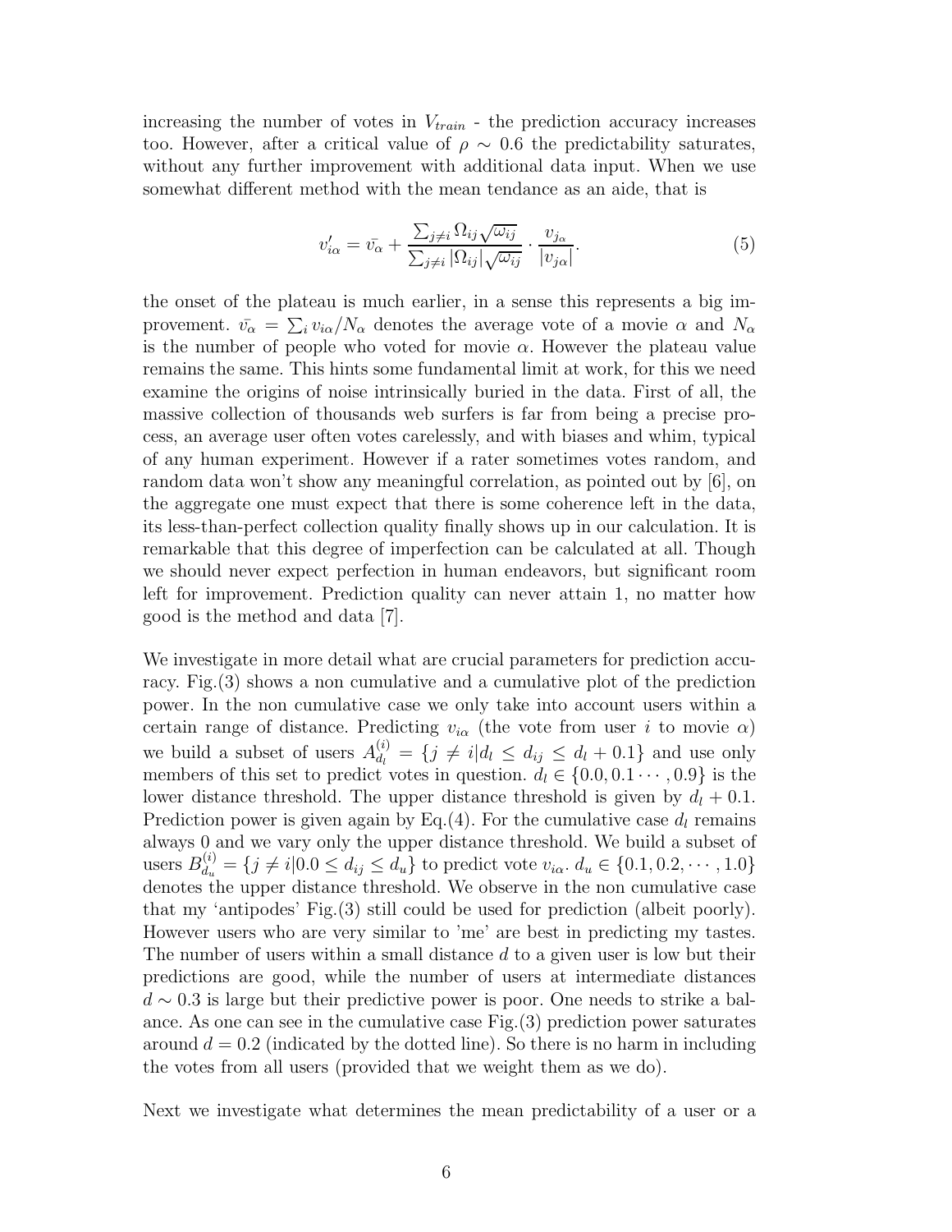increasing the number of votes in $V_{train}$ - the prediction accuracy increases too. However, after a critical value of $\rho \sim 0.6$ the predictability saturates, without any further improvement with additional data input. When we use somewhat different method with the mean tendance as an aide, that is

$$v'_{i\alpha} = \bar{v_\alpha} + \frac{\sum_{j \neq i} \Omega_{ij} \sqrt{\omega_{ij}}}{\sum_{j \neq i} |\Omega_{ij}| \sqrt{\omega_{ij}}} \cdot \frac{v_{j_\alpha}}{|v_{j\alpha}|}. \tag{5}$$

the onset of the plateau is much earlier, in a sense this represents a big improvement. $\bar{v_\alpha} = \sum_i v_{i\alpha}/N_\alpha$ denotes the average vote of a movie $\alpha$ and $N_\alpha$ is the number of people who voted for movie $\alpha$. However the plateau value remains the same. This hints some fundamental limit at work, for this we need examine the origins of noise intrinsically buried in the data. First of all, the massive collection of thousands web surfers is far from being a precise process, an average user often votes carelessly, and with biases and whim, typical of any human experiment. However if a rater sometimes votes random, and random data won't show any meaningful correlation, as pointed out by [6], on the aggregate one must expect that there is some coherence left in the data, its less-than-perfect collection quality finally shows up in our calculation. It is remarkable that this degree of imperfection can be calculated at all. Though we should never expect perfection in human endeavors, but significant room left for improvement. Prediction quality can never attain 1, no matter how good is the method and data [7].

We investigate in more detail what are crucial parameters for prediction accuracy. Fig.(3) shows a non cumulative and a cumulative plot of the prediction power. In the non cumulative case we only take into account users within a certain range of distance. Predicting $v_{i\alpha}$ (the vote from user $i$ to movie $\alpha$) we build a subset of users $A^{(i)}_{d_l} = \{j \neq i | d_l \leq d_{ij} \leq d_l + 0.1\}$ and use only members of this set to predict votes in question. $d_l \in \{0.0, 0.1 \cdots, 0.9\}$ is the lower distance threshold. The upper distance threshold is given by $d_l + 0.1$. Prediction power is given again by Eq.(4). For the cumulative case $d_l$ remains always 0 and we vary only the upper distance threshold. We build a subset of users $B^{(i)}_{d_u} = \{j \neq i | 0.0 \leq d_{ij} \leq d_u\}$ to predict vote $v_{i\alpha}$. $d_u \in \{0.1, 0.2, \cdots, 1.0\}$ denotes the upper distance threshold. We observe in the non cumulative case that my 'antipodes' Fig.(3) still could be used for prediction (albeit poorly). However users who are very similar to 'me' are best in predicting my tastes. The number of users within a small distance $d$ to a given user is low but their predictions are good, while the number of users at intermediate distances $d \sim 0.3$ is large but their predictive power is poor. One needs to strike a balance. As one can see in the cumulative case Fig.(3) prediction power saturates around $d = 0.2$ (indicated by the dotted line). So there is no harm in including the votes from all users (provided that we weight them as we do).

Next we investigate what determines the mean predictability of a user or a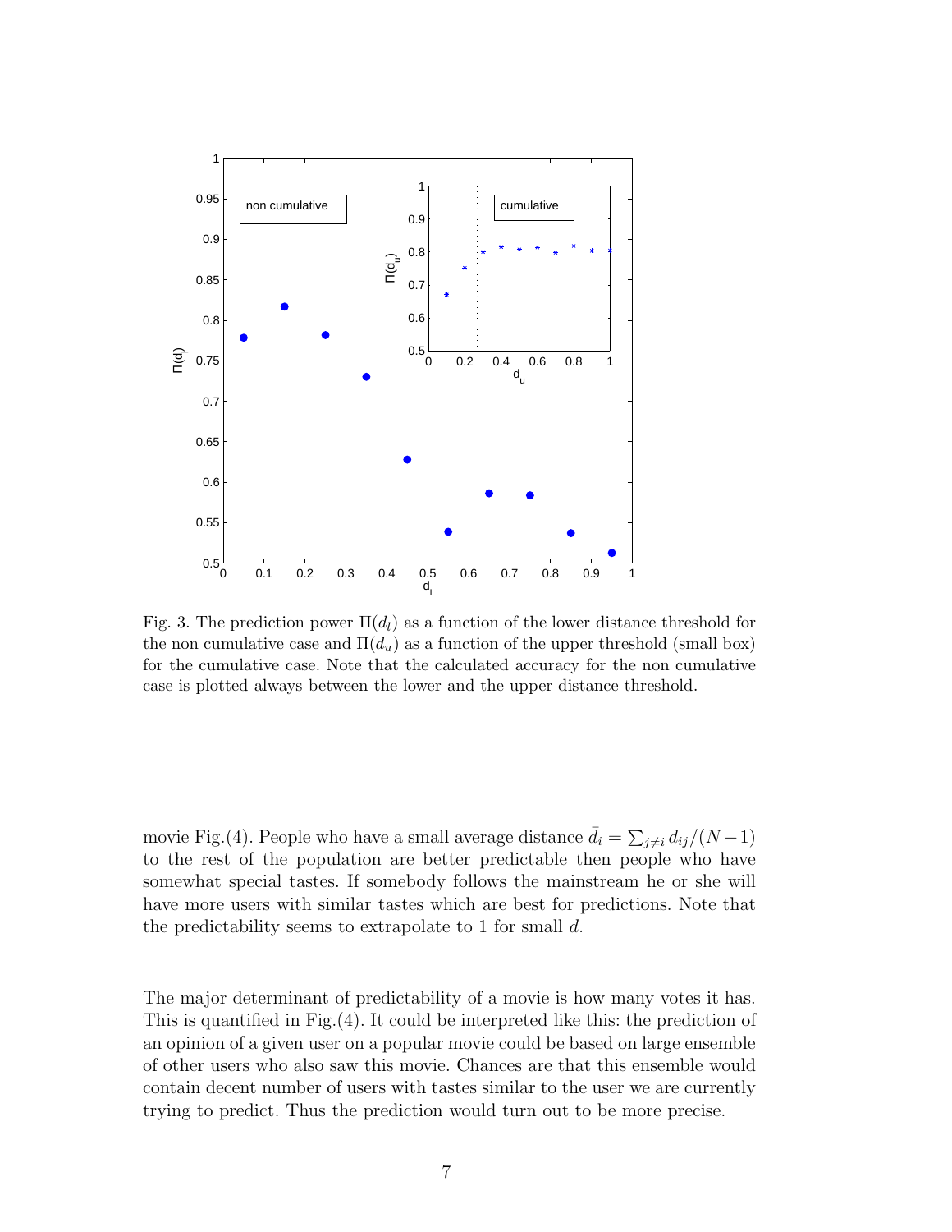Fig. 3. The prediction power $\Pi(d_l)$ as a function of the lower distance threshold for the non cumulative case and $\Pi(d_u)$ as a function of the upper threshold (small box) for the cumulative case. Note that the calculated accuracy for the non cumulative case is plotted always between the lower and the upper distance threshold.

movie Fig.(4). People who have a small average distance $\bar{d}_i = \sum_{j \neq i} d_{ij}/(N-1)$ to the rest of the population are better predictable then people who have somewhat special tastes. If somebody follows the mainstream he or she will have more users with similar tastes which are best for predictions. Note that the predictability seems to extrapolate to 1 for small $d$.

The major determinant of predictability of a movie is how many votes it has. This is quantified in Fig.(4). It could be interpreted like this: the prediction of an opinion of a given user on a popular movie could be based on large ensemble of other users who also saw this movie. Chances are that this ensemble would contain decent number of users with tastes similar to the user we are currently trying to predict. Thus the prediction would turn out to be more precise.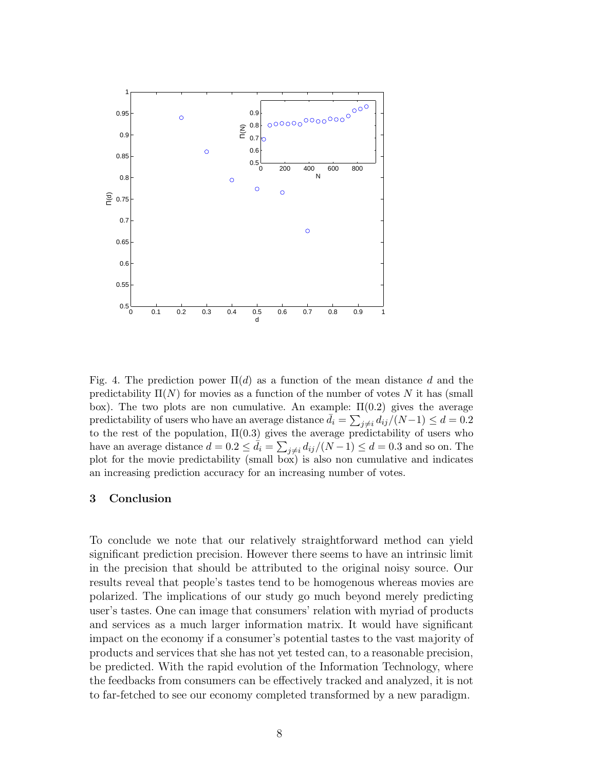Fig. 4. The prediction power $\Pi(d)$ as a function of the mean distance $d$ and the predictability $\Pi(N)$ for movies as a function of the number of votes $N$ it has (small box). The two plots are non cumulative. An example: $\Pi(0.2)$ gives the average predictability of users who have an average distance $\bar{d}_i = \sum_{j \neq i} d_{ij}/(N-1) \leq d = 0.2$ to the rest of the population, $\Pi(0.3)$ gives the average predictability of users who have an average distance $d = 0.2 \leq \bar{d}_i = \sum_{j \neq i} d_{ij}/(N-1) \leq d = 0.3$ and so on. The plot for the movie predictability (small box) is also non cumulative and indicates an increasing prediction accuracy for an increasing number of votes.

## 3 Conclusion

To conclude we note that our relatively straightforward method can yield significant prediction precision. However there seems to have an intrinsic limit in the precision that should be attributed to the original noisy source. Our results reveal that people's tastes tend to be homogenous whereas movies are polarized. The implications of our study go much beyond merely predicting user's tastes. One can image that consumers' relation with myriad of products and services as a much larger information matrix. It would have significant impact on the economy if a consumer's potential tastes to the vast majority of products and services that she has not yet tested can, to a reasonable precision, be predicted. With the rapid evolution of the Information Technology, where the feedbacks from consumers can be effectively tracked and analyzed, it is not to far-fetched to see our economy completed transformed by a new paradigm.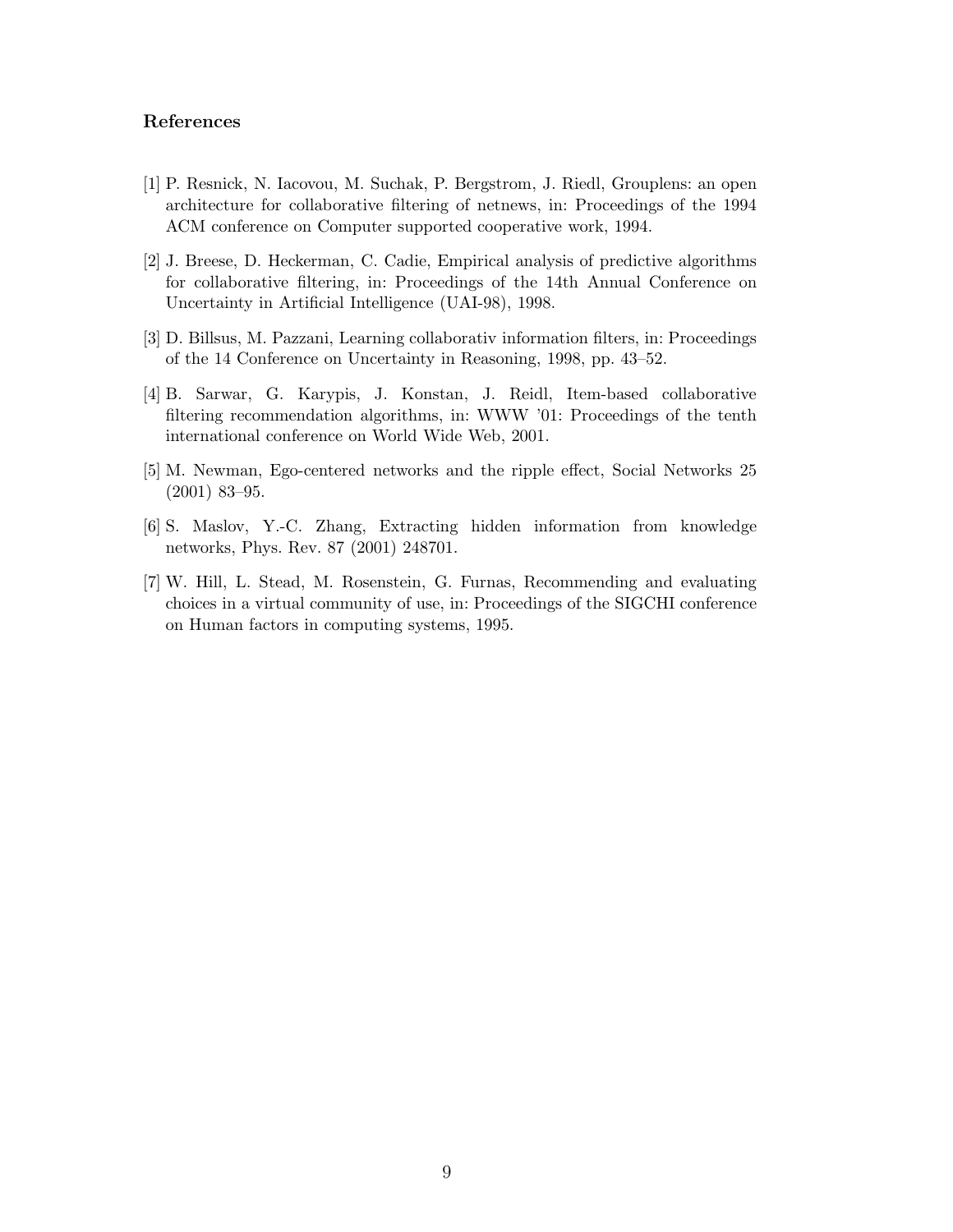## References

[1] P. Resnick, N. Iacovou, M. Suchak, P. Bergstrom, J. Riedl, Grouplens: an open architecture for collaborative filtering of netnews, in: Proceedings of the 1994 ACM conference on Computer supported cooperative work, 1994.

[2] J. Breese, D. Heckerman, C. Cadie, Empirical analysis of predictive algorithms for collaborative filtering, in: Proceedings of the 14th Annual Conference on Uncertainty in Artificial Intelligence (UAI-98), 1998.

[3] D. Billsus, M. Pazzani, Learning collaborativ information filters, in: Proceedings of the 14 Conference on Uncertainty in Reasoning, 1998, pp. 43–52.

[4] B. Sarwar, G. Karypis, J. Konstan, J. Reidl, Item-based collaborative filtering recommendation algorithms, in: WWW '01: Proceedings of the tenth international conference on World Wide Web, 2001.

[5] M. Newman, Ego-centered networks and the ripple effect, Social Networks 25 (2001) 83–95.

[6] S. Maslov, Y.-C. Zhang, Extracting hidden information from knowledge networks, Phys. Rev. 87 (2001) 248701.

[7] W. Hill, L. Stead, M. Rosenstein, G. Furnas, Recommending and evaluating choices in a virtual community of use, in: Proceedings of the SIGCHI conference on Human factors in computing systems, 1995.